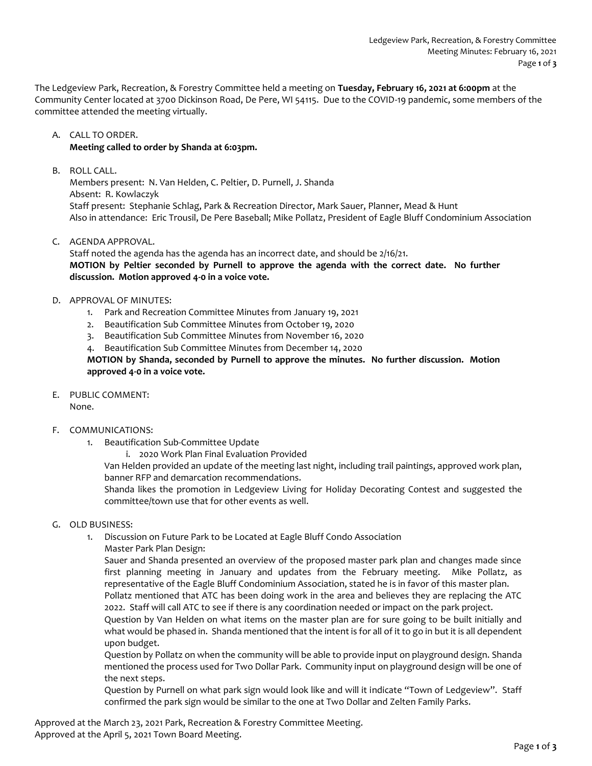The Ledgeview Park, Recreation, & Forestry Committee held a meeting on **Tuesday, February 16, 2021 at 6:00pm** at the Community Center located at 3700 Dickinson Road, De Pere, WI 54115. Due to the COVID-19 pandemic, some members of the committee attended the meeting virtually.

A. CALL TO ORDER.
   **Meeting called to order by Shanda at 6:03pm.**

B. ROLL CALL.
   Members present: N. Van Helden, C. Peltier, D. Purnell, J. Shanda
   Absent: R. Kowlaczyk
   Staff present: Stephanie Schlag, Park & Recreation Director, Mark Sauer, Planner, Mead & Hunt
   Also in attendance: Eric Trousil, De Pere Baseball; Mike Pollatz, President of Eagle Bluff Condominium Association

C. AGENDA APPROVAL.
   Staff noted the agenda has the agenda has an incorrect date, and should be 2/16/21.
   **MOTION by Peltier seconded by Purnell to approve the agenda with the correct date. No further discussion. Motion approved 4-0 in a voice vote.**

D. APPROVAL OF MINUTES:
   1. Park and Recreation Committee Minutes from January 19, 2021
   2. Beautification Sub Committee Minutes from October 19, 2020
   3. Beautification Sub Committee Minutes from November 16, 2020
   4. Beautification Sub Committee Minutes from December 14, 2020

   **MOTION by Shanda, seconded by Purnell to approve the minutes. No further discussion. Motion approved 4-0 in a voice vote.**

E. PUBLIC COMMENT:
   None.

F. COMMUNICATIONS:
   1. Beautification Sub-Committee Update
      i. 2020 Work Plan Final Evaluation Provided

   Van Helden provided an update of the meeting last night, including trail paintings, approved work plan, banner RFP and demarcation recommendations.
   Shanda likes the promotion in Ledgeview Living for Holiday Decorating Contest and suggested the committee/town use that for other events as well.

G. OLD BUSINESS:
   1. Discussion on Future Park to be Located at Eagle Bluff Condo Association
      Master Park Plan Design:
      Sauer and Shanda presented an overview of the proposed master park plan and changes made since first planning meeting in January and updates from the February meeting. Mike Pollatz, as representative of the Eagle Bluff Condominium Association, stated he is in favor of this master plan.
      Pollatz mentioned that ATC has been doing work in the area and believes they are replacing the ATC 2022. Staff will call ATC to see if there is any coordination needed or impact on the park project.
      Question by Van Helden on what items on the master plan are for sure going to be built initially and what would be phased in. Shanda mentioned that the intent is for all of it to go in but it is all dependent upon budget.
      Question by Pollatz on when the community will be able to provide input on playground design. Shanda mentioned the process used for Two Dollar Park. Community input on playground design will be one of the next steps.
      Question by Purnell on what park sign would look like and will it indicate "Town of Ledgeview". Staff confirmed the park sign would be similar to the one at Two Dollar and Zelten Family Parks.

Approved at the March 23, 2021 Park, Recreation & Forestry Committee Meeting.
Approved at the April 5, 2021 Town Board Meeting.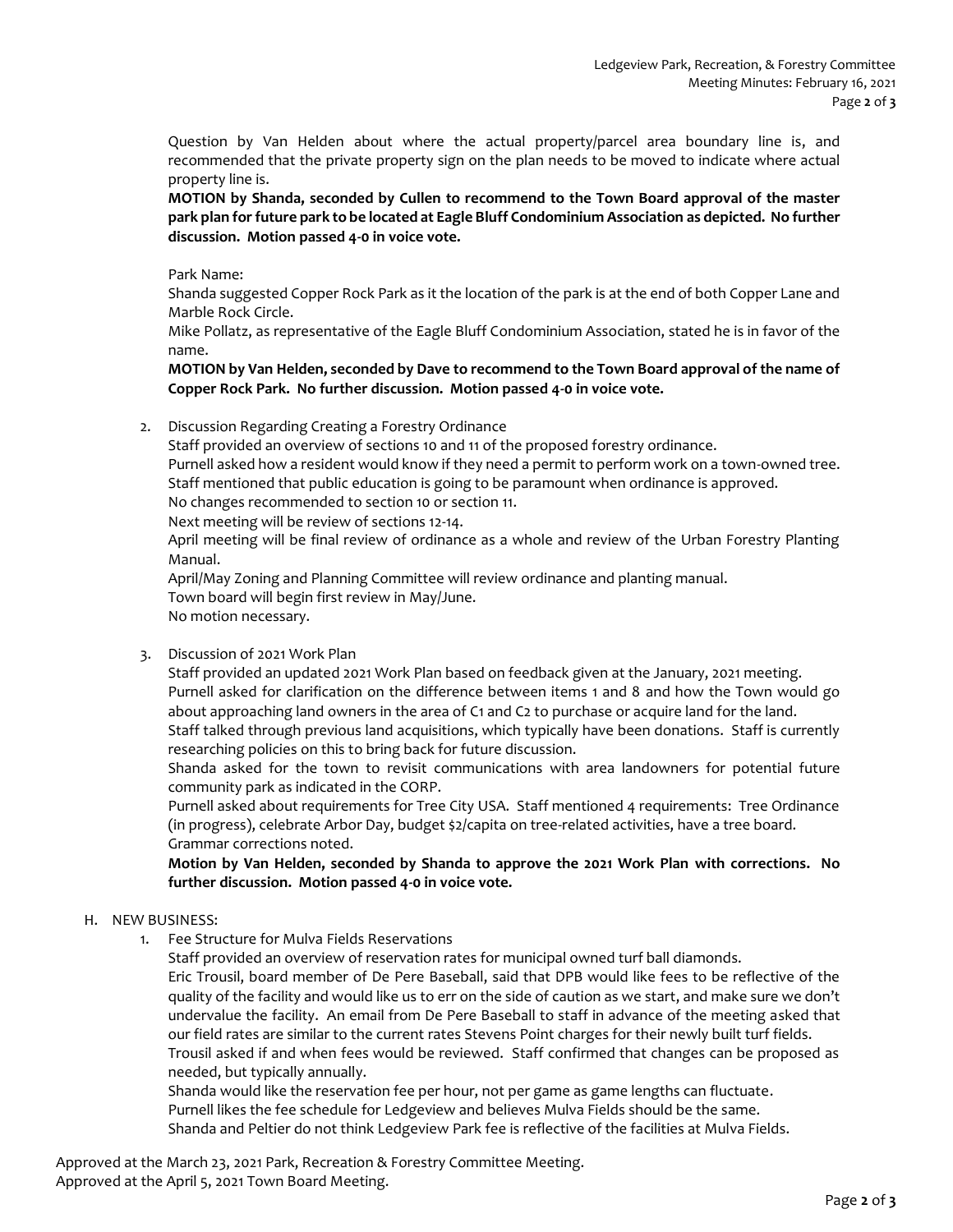Question by Van Helden about where the actual property/parcel area boundary line is, and recommended that the private property sign on the plan needs to be moved to indicate where actual property line is.

**MOTION by Shanda, seconded by Cullen to recommend to the Town Board approval of the master park plan for future park to be located at Eagle Bluff Condominium Association as depicted. No further discussion. Motion passed 4-0 in voice vote.**

Park Name:

Shanda suggested Copper Rock Park as it the location of the park is at the end of both Copper Lane and Marble Rock Circle.

Mike Pollatz, as representative of the Eagle Bluff Condominium Association, stated he is in favor of the name.

**MOTION by Van Helden, seconded by Dave to recommend to the Town Board approval of the name of Copper Rock Park. No further discussion. Motion passed 4-0 in voice vote.**

2. Discussion Regarding Creating a Forestry Ordinance

   Staff provided an overview of sections 10 and 11 of the proposed forestry ordinance.

   Purnell asked how a resident would know if they need a permit to perform work on a town-owned tree.

   Staff mentioned that public education is going to be paramount when ordinance is approved.

   No changes recommended to section 10 or section 11.

   Next meeting will be review of sections 12-14.

   April meeting will be final review of ordinance as a whole and review of the Urban Forestry Planting Manual.

   April/May Zoning and Planning Committee will review ordinance and planting manual.

   Town board will begin first review in May/June.

   No motion necessary.

3. Discussion of 2021 Work Plan

   Staff provided an updated 2021 Work Plan based on feedback given at the January, 2021 meeting.

   Purnell asked for clarification on the difference between items 1 and 8 and how the Town would go about approaching land owners in the area of C1 and C2 to purchase or acquire land for the land.

   Staff talked through previous land acquisitions, which typically have been donations. Staff is currently researching policies on this to bring back for future discussion.

   Shanda asked for the town to revisit communications with area landowners for potential future community park as indicated in the CORP.

   Purnell asked about requirements for Tree City USA. Staff mentioned 4 requirements: Tree Ordinance (in progress), celebrate Arbor Day, budget $2/capita on tree-related activities, have a tree board.

   Grammar corrections noted.

   **Motion by Van Helden, seconded by Shanda to approve the 2021 Work Plan with corrections. No further discussion. Motion passed 4-0 in voice vote.**

H. NEW BUSINESS:

1. Fee Structure for Mulva Fields Reservations

   Staff provided an overview of reservation rates for municipal owned turf ball diamonds.

   Eric Trousil, board member of De Pere Baseball, said that DPB would like fees to be reflective of the quality of the facility and would like us to err on the side of caution as we start, and make sure we don't undervalue the facility. An email from De Pere Baseball to staff in advance of the meeting asked that our field rates are similar to the current rates Stevens Point charges for their newly built turf fields.

   Trousil asked if and when fees would be reviewed. Staff confirmed that changes can be proposed as needed, but typically annually.

   Shanda would like the reservation fee per hour, not per game as game lengths can fluctuate.

   Purnell likes the fee schedule for Ledgeview and believes Mulva Fields should be the same.

   Shanda and Peltier do not think Ledgeview Park fee is reflective of the facilities at Mulva Fields.

Approved at the March 23, 2021 Park, Recreation & Forestry Committee Meeting.
Approved at the April 5, 2021 Town Board Meeting.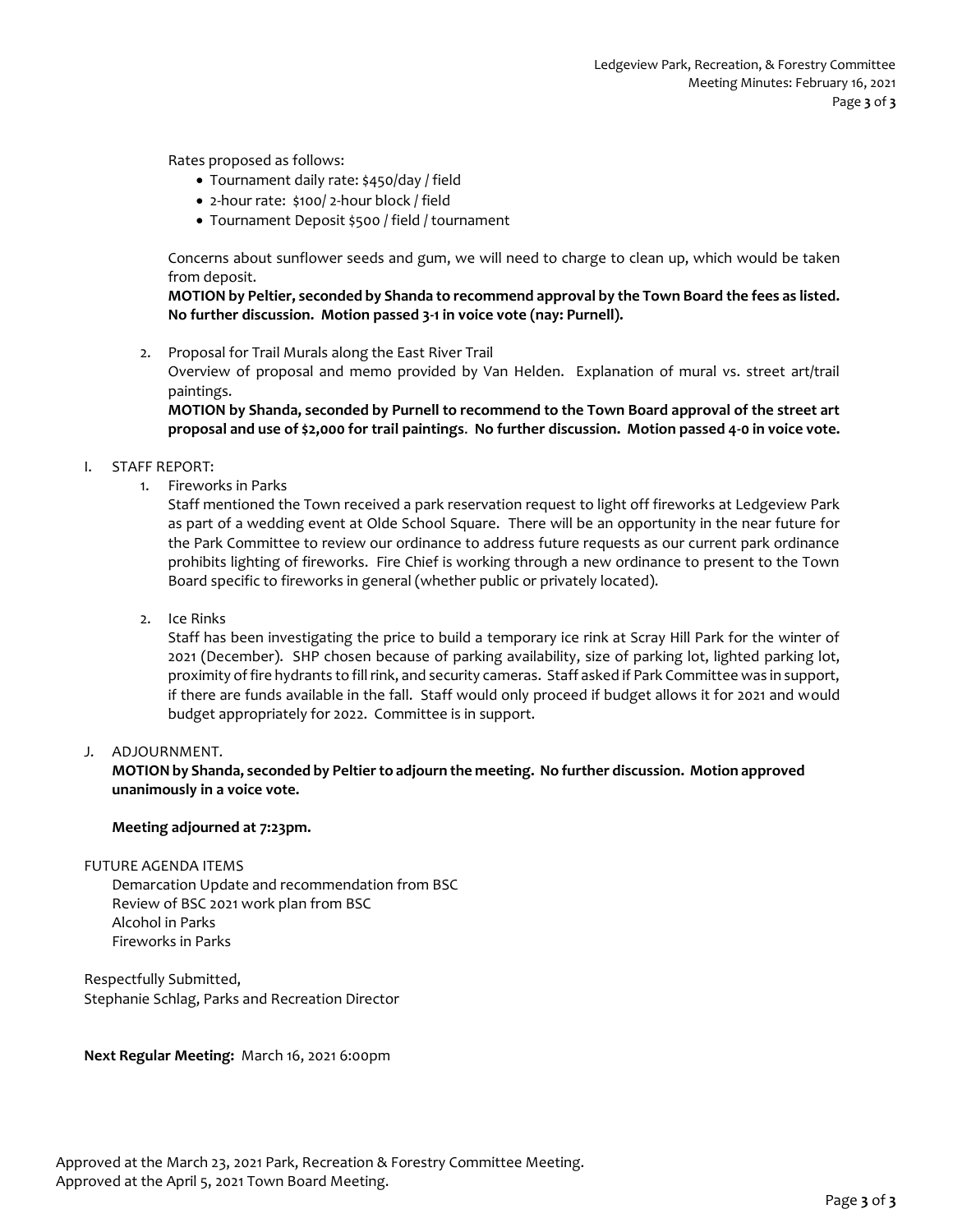Rates proposed as follows:

- Tournament daily rate: $450/day / field
- 2-hour rate: $100/ 2-hour block / field
- Tournament Deposit $500 / field / tournament

Concerns about sunflower seeds and gum, we will need to charge to clean up, which would be taken from deposit.

**MOTION by Peltier, seconded by Shanda to recommend approval by the Town Board the fees as listed. No further discussion. Motion passed 3-1 in voice vote (nay: Purnell).**

2. Proposal for Trail Murals along the East River Trail

   Overview of proposal and memo provided by Van Helden. Explanation of mural vs. street art/trail paintings.

   **MOTION by Shanda, seconded by Purnell to recommend to the Town Board approval of the street art proposal and use of $2,000 for trail paintings. No further discussion. Motion passed 4-0 in voice vote.**

I. STAFF REPORT:

1. Fireworks in Parks

   Staff mentioned the Town received a park reservation request to light off fireworks at Ledgeview Park as part of a wedding event at Olde School Square. There will be an opportunity in the near future for the Park Committee to review our ordinance to address future requests as our current park ordinance prohibits lighting of fireworks. Fire Chief is working through a new ordinance to present to the Town Board specific to fireworks in general (whether public or privately located).

2. Ice Rinks

   Staff has been investigating the price to build a temporary ice rink at Scray Hill Park for the winter of 2021 (December). SHP chosen because of parking availability, size of parking lot, lighted parking lot, proximity of fire hydrants to fill rink, and security cameras. Staff asked if Park Committee was in support, if there are funds available in the fall. Staff would only proceed if budget allows it for 2021 and would budget appropriately for 2022. Committee is in support.

J. ADJOURNMENT.

**MOTION by Shanda, seconded by Peltier to adjourn the meeting. No further discussion. Motion approved unanimously in a voice vote.**

**Meeting adjourned at 7:23pm.**

FUTURE AGENDA ITEMS

Demarcation Update and recommendation from BSC
Review of BSC 2021 work plan from BSC
Alcohol in Parks
Fireworks in Parks

Respectfully Submitted,
Stephanie Schlag, Parks and Recreation Director

**Next Regular Meeting:** March 16, 2021 6:00pm

Approved at the March 23, 2021 Park, Recreation & Forestry Committee Meeting.
Approved at the April 5, 2021 Town Board Meeting.